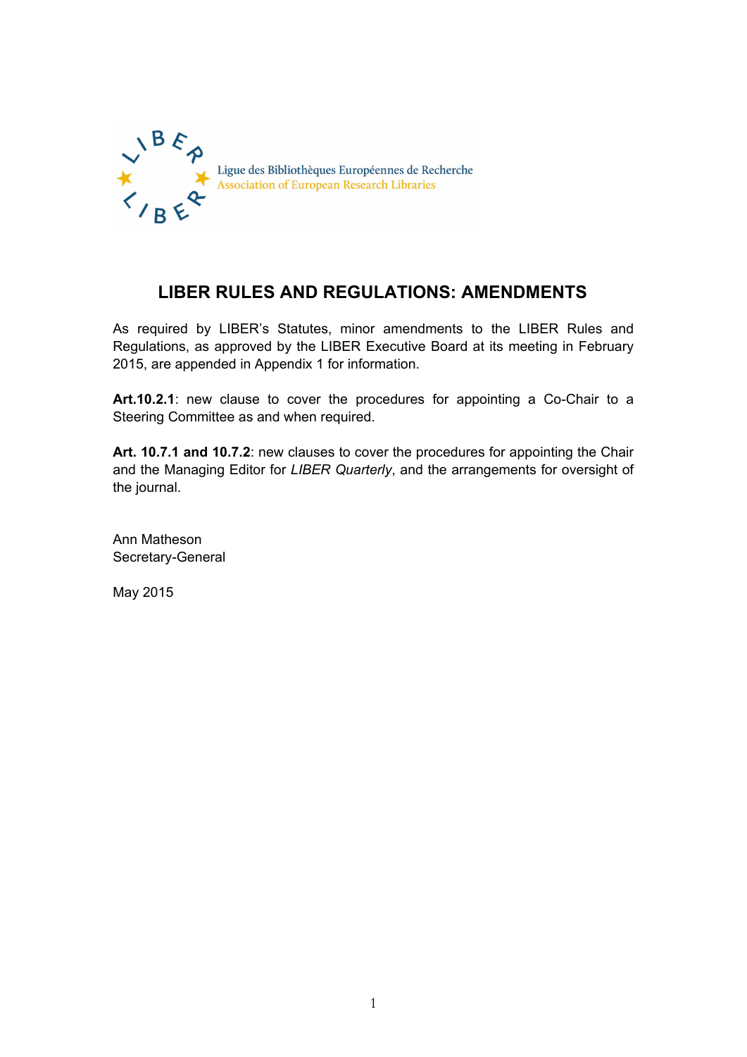Ligue des Bibliothèques Européennes de Recherche
Association of European Research Libraries

# LIBER RULES AND REGULATIONS: AMENDMENTS

As required by LIBER's Statutes, minor amendments to the LIBER Rules and Regulations, as approved by the LIBER Executive Board at its meeting in February 2015, are appended in Appendix 1 for information.

**Art.10.2.1**: new clause to cover the procedures for appointing a Co-Chair to a Steering Committee as and when required.

**Art. 10.7.1 and 10.7.2**: new clauses to cover the procedures for appointing the Chair and the Managing Editor for *LIBER Quarterly*, and the arrangements for oversight of the journal.

Ann Matheson
Secretary-General

May 2015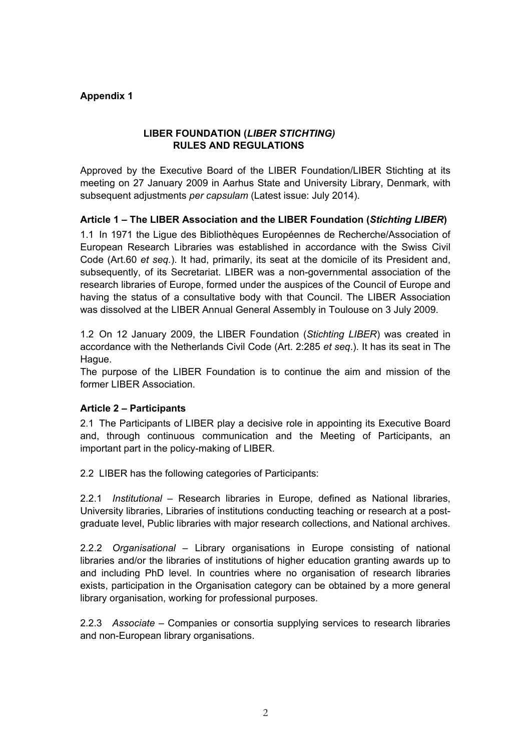**Appendix 1**

## LIBER FOUNDATION (*LIBER STICHTING)* RULES AND REGULATIONS

Approved by the Executive Board of the LIBER Foundation/LIBER Stichting at its meeting on 27 January 2009 in Aarhus State and University Library, Denmark, with subsequent adjustments *per capsulam* (Latest issue: July 2014).

### Article 1 – The LIBER Association and the LIBER Foundation (*Stichting LIBER*)

1.1 In 1971 the Ligue des Bibliothèques Européennes de Recherche/Association of European Research Libraries was established in accordance with the Swiss Civil Code (Art.60 *et seq.*). It had, primarily, its seat at the domicile of its President and, subsequently, of its Secretariat. LIBER was a non-governmental association of the research libraries of Europe, formed under the auspices of the Council of Europe and having the status of a consultative body with that Council. The LIBER Association was dissolved at the LIBER Annual General Assembly in Toulouse on 3 July 2009.

1.2 On 12 January 2009, the LIBER Foundation (*Stichting LIBER*) was created in accordance with the Netherlands Civil Code (Art. 2:285 *et seq*.). It has its seat in The Hague.
The purpose of the LIBER Foundation is to continue the aim and mission of the former LIBER Association.

### Article 2 – Participants

2.1 The Participants of LIBER play a decisive role in appointing its Executive Board and, through continuous communication and the Meeting of Participants, an important part in the policy-making of LIBER.

2.2 LIBER has the following categories of Participants:

2.2.1 *Institutional* – Research libraries in Europe, defined as National libraries, University libraries, Libraries of institutions conducting teaching or research at a post-graduate level, Public libraries with major research collections, and National archives.

2.2.2 *Organisational* – Library organisations in Europe consisting of national libraries and/or the libraries of institutions of higher education granting awards up to and including PhD level. In countries where no organisation of research libraries exists, participation in the Organisation category can be obtained by a more general library organisation, working for professional purposes.

2.2.3 *Associate* – Companies or consortia supplying services to research libraries and non-European library organisations.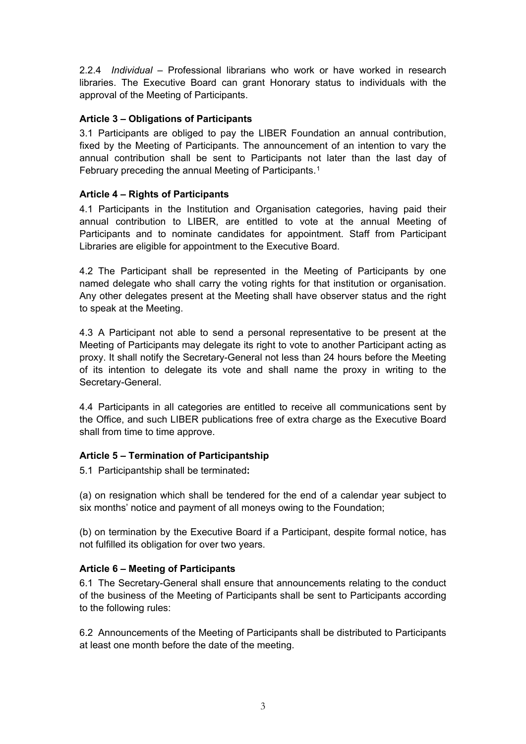2.2.4 *Individual* – Professional librarians who work or have worked in research libraries. The Executive Board can grant Honorary status to individuals with the approval of the Meeting of Participants.

**Article 3 – Obligations of Participants**

3.1 Participants are obliged to pay the LIBER Foundation an annual contribution, fixed by the Meeting of Participants. The announcement of an intention to vary the annual contribution shall be sent to Participants not later than the last day of February preceding the annual Meeting of Participants.[1]

**Article 4 – Rights of Participants**

4.1 Participants in the Institution and Organisation categories, having paid their annual contribution to LIBER, are entitled to vote at the annual Meeting of Participants and to nominate candidates for appointment. Staff from Participant Libraries are eligible for appointment to the Executive Board.

4.2 The Participant shall be represented in the Meeting of Participants by one named delegate who shall carry the voting rights for that institution or organisation. Any other delegates present at the Meeting shall have observer status and the right to speak at the Meeting.

4.3 A Participant not able to send a personal representative to be present at the Meeting of Participants may delegate its right to vote to another Participant acting as proxy. It shall notify the Secretary-General not less than 24 hours before the Meeting of its intention to delegate its vote and shall name the proxy in writing to the Secretary-General.

4.4 Participants in all categories are entitled to receive all communications sent by the Office, and such LIBER publications free of extra charge as the Executive Board shall from time to time approve.

**Article 5 – Termination of Participantship**

5.1 Participantship shall be terminated**:**

(a) on resignation which shall be tendered for the end of a calendar year subject to six months' notice and payment of all moneys owing to the Foundation;

(b) on termination by the Executive Board if a Participant, despite formal notice, has not fulfilled its obligation for over two years.

**Article 6 – Meeting of Participants**

6.1 The Secretary-General shall ensure that announcements relating to the conduct of the business of the Meeting of Participants shall be sent to Participants according to the following rules:

6.2 Announcements of the Meeting of Participants shall be distributed to Participants at least one month before the date of the meeting.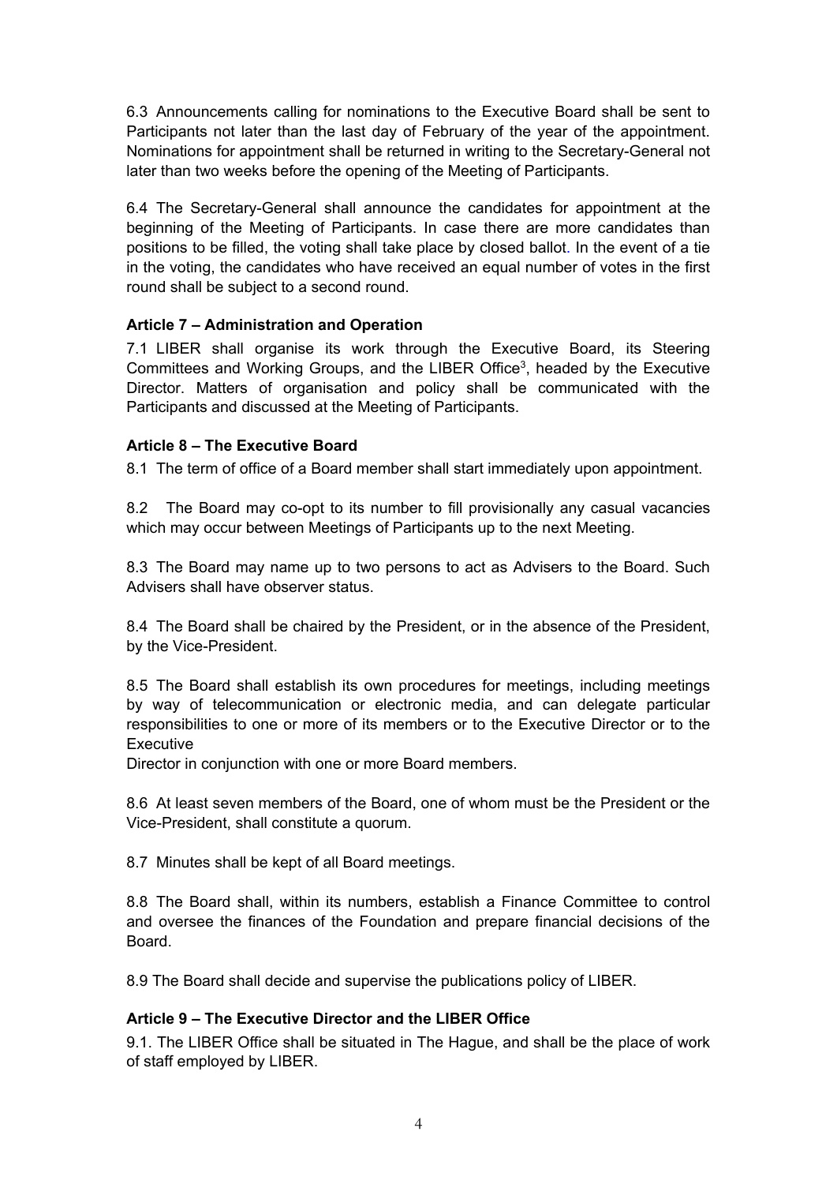6.3 Announcements calling for nominations to the Executive Board shall be sent to Participants not later than the last day of February of the year of the appointment. Nominations for appointment shall be returned in writing to the Secretary-General not later than two weeks before the opening of the Meeting of Participants.

6.4 The Secretary-General shall announce the candidates for appointment at the beginning of the Meeting of Participants. In case there are more candidates than positions to be filled, the voting shall take place by closed ballot. In the event of a tie in the voting, the candidates who have received an equal number of votes in the first round shall be subject to a second round.

**Article 7 – Administration and Operation**

7.1 LIBER shall organise its work through the Executive Board, its Steering Committees and Working Groups, and the LIBER Office[3], headed by the Executive Director. Matters of organisation and policy shall be communicated with the Participants and discussed at the Meeting of Participants.

**Article 8 – The Executive Board**

8.1 The term of office of a Board member shall start immediately upon appointment.

8.2 The Board may co-opt to its number to fill provisionally any casual vacancies which may occur between Meetings of Participants up to the next Meeting.

8.3 The Board may name up to two persons to act as Advisers to the Board. Such Advisers shall have observer status.

8.4 The Board shall be chaired by the President, or in the absence of the President, by the Vice-President.

8.5 The Board shall establish its own procedures for meetings, including meetings by way of telecommunication or electronic media, and can delegate particular responsibilities to one or more of its members or to the Executive Director or to the Executive
Director in conjunction with one or more Board members.

8.6 At least seven members of the Board, one of whom must be the President or the Vice-President, shall constitute a quorum.

8.7 Minutes shall be kept of all Board meetings.

8.8 The Board shall, within its numbers, establish a Finance Committee to control and oversee the finances of the Foundation and prepare financial decisions of the Board.

8.9 The Board shall decide and supervise the publications policy of LIBER.

**Article 9 – The Executive Director and the LIBER Office**

9.1. The LIBER Office shall be situated in The Hague, and shall be the place of work of staff employed by LIBER.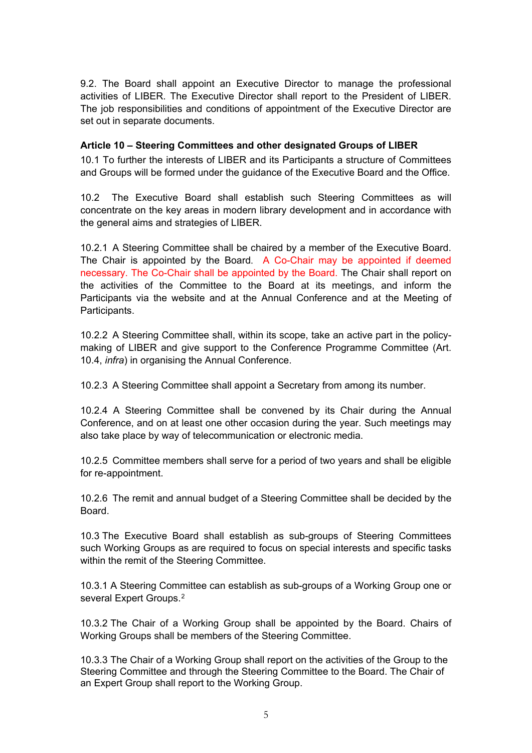9.2. The Board shall appoint an Executive Director to manage the professional activities of LIBER. The Executive Director shall report to the President of LIBER. The job responsibilities and conditions of appointment of the Executive Director are set out in separate documents.

**Article 10 – Steering Committees and other designated Groups of LIBER**

10.1 To further the interests of LIBER and its Participants a structure of Committees and Groups will be formed under the guidance of the Executive Board and the Office.

10.2 The Executive Board shall establish such Steering Committees as will concentrate on the key areas in modern library development and in accordance with the general aims and strategies of LIBER.

10.2.1 A Steering Committee shall be chaired by a member of the Executive Board. The Chair is appointed by the Board. A Co-Chair may be appointed if deemed necessary. The Co-Chair shall be appointed by the Board. The Chair shall report on the activities of the Committee to the Board at its meetings, and inform the Participants via the website and at the Annual Conference and at the Meeting of Participants.

10.2.2 A Steering Committee shall, within its scope, take an active part in the policy-making of LIBER and give support to the Conference Programme Committee (Art. 10.4, *infra*) in organising the Annual Conference.

10.2.3 A Steering Committee shall appoint a Secretary from among its number.

10.2.4 A Steering Committee shall be convened by its Chair during the Annual Conference, and on at least one other occasion during the year. Such meetings may also take place by way of telecommunication or electronic media.

10.2.5 Committee members shall serve for a period of two years and shall be eligible for re-appointment.

10.2.6 The remit and annual budget of a Steering Committee shall be decided by the Board.

10.3 The Executive Board shall establish as sub-groups of Steering Committees such Working Groups as are required to focus on special interests and specific tasks within the remit of the Steering Committee.

10.3.1 A Steering Committee can establish as sub-groups of a Working Group one or several Expert Groups.[2]

10.3.2 The Chair of a Working Group shall be appointed by the Board. Chairs of Working Groups shall be members of the Steering Committee.

10.3.3 The Chair of a Working Group shall report on the activities of the Group to the Steering Committee and through the Steering Committee to the Board. The Chair of an Expert Group shall report to the Working Group.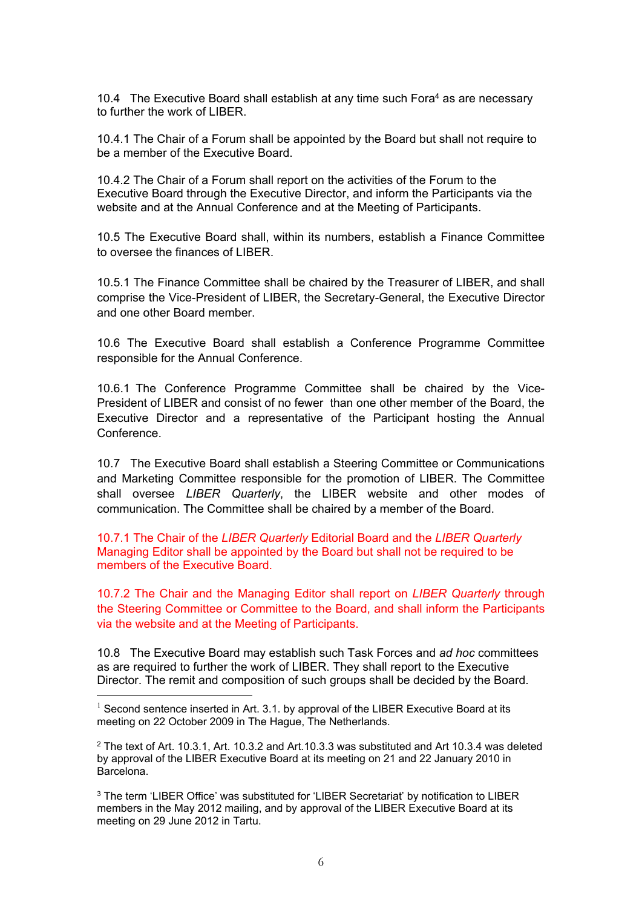10.4 The Executive Board shall establish at any time such Fora[4] as are necessary to further the work of LIBER.

10.4.1 The Chair of a Forum shall be appointed by the Board but shall not require to be a member of the Executive Board.

10.4.2 The Chair of a Forum shall report on the activities of the Forum to the Executive Board through the Executive Director, and inform the Participants via the website and at the Annual Conference and at the Meeting of Participants.

10.5 The Executive Board shall, within its numbers, establish a Finance Committee to oversee the finances of LIBER.

10.5.1 The Finance Committee shall be chaired by the Treasurer of LIBER, and shall comprise the Vice-President of LIBER, the Secretary-General, the Executive Director and one other Board member.

10.6 The Executive Board shall establish a Conference Programme Committee responsible for the Annual Conference.

10.6.1 The Conference Programme Committee shall be chaired by the Vice-President of LIBER and consist of no fewer than one other member of the Board, the Executive Director and a representative of the Participant hosting the Annual Conference.

10.7 The Executive Board shall establish a Steering Committee or Communications and Marketing Committee responsible for the promotion of LIBER. The Committee shall oversee *LIBER Quarterly*, the LIBER website and other modes of communication. The Committee shall be chaired by a member of the Board.

10.7.1 The Chair of the *LIBER Quarterly* Editorial Board and the *LIBER Quarterly* Managing Editor shall be appointed by the Board but shall not be required to be members of the Executive Board.

10.7.2 The Chair and the Managing Editor shall report on *LIBER Quarterly* through the Steering Committee or Committee to the Board, and shall inform the Participants via the website and at the Meeting of Participants.

10.8 The Executive Board may establish such Task Forces and *ad hoc* committees as are required to further the work of LIBER. They shall report to the Executive Director. The remit and composition of such groups shall be decided by the Board.

---

[1] Second sentence inserted in Art. 3.1. by approval of the LIBER Executive Board at its meeting on 22 October 2009 in The Hague, The Netherlands.

[2] The text of Art. 10.3.1, Art. 10.3.2 and Art.10.3.3 was substituted and Art 10.3.4 was deleted by approval of the LIBER Executive Board at its meeting on 21 and 22 January 2010 in Barcelona.

[3] The term 'LIBER Office' was substituted for 'LIBER Secretariat' by notification to LIBER members in the May 2012 mailing, and by approval of the LIBER Executive Board at its meeting on 29 June 2012 in Tartu.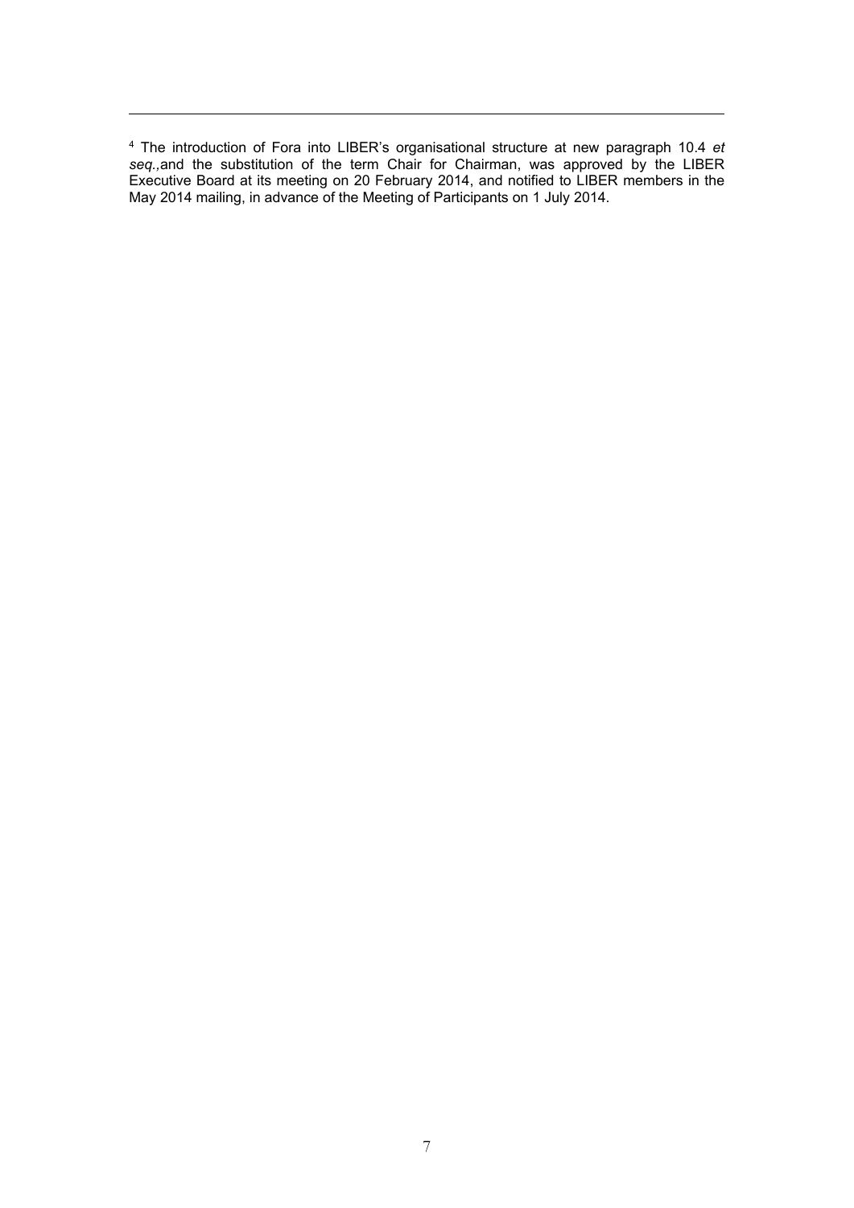[4] The introduction of Fora into LIBER's organisational structure at new paragraph 10.4 *et seq.*,and the substitution of the term Chair for Chairman, was approved by the LIBER Executive Board at its meeting on 20 February 2014, and notified to LIBER members in the May 2014 mailing, in advance of the Meeting of Participants on 1 July 2014.